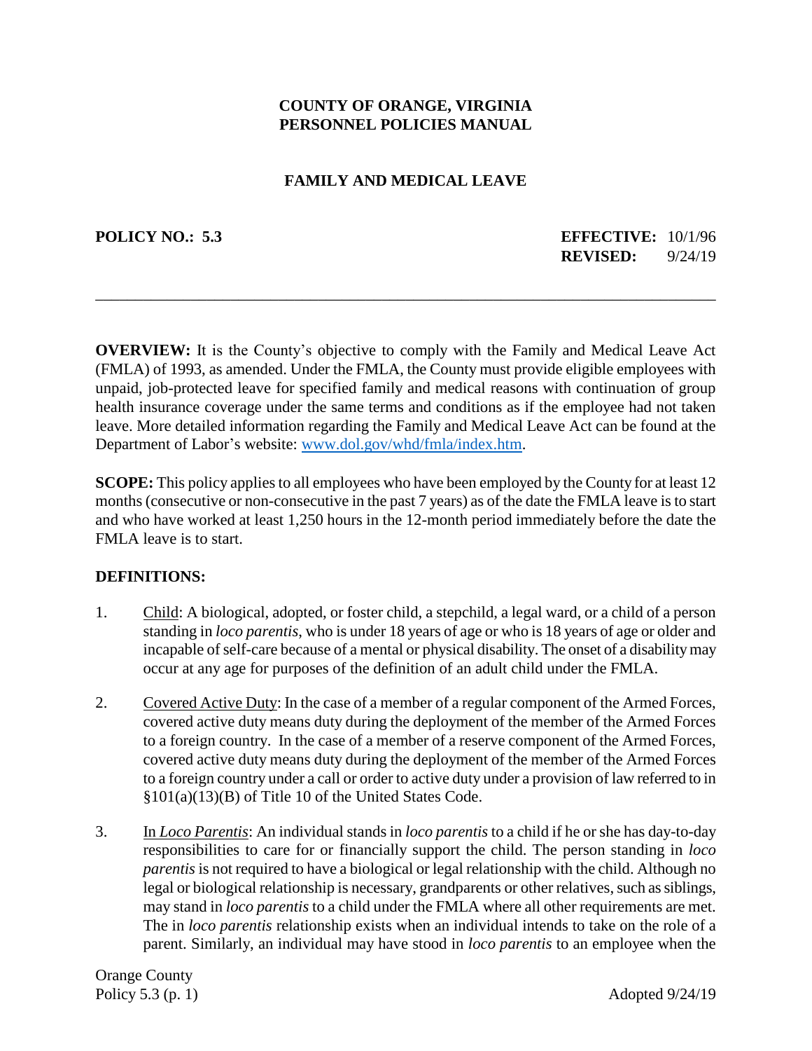**COUNTY OF ORANGE, VIRGINIA**
**PERSONNEL POLICIES MANUAL**

## FAMILY AND MEDICAL LEAVE

**POLICY NO.: 5.3** **EFFECTIVE:** 10/1/96
**REVISED:** 9/24/19

---

**OVERVIEW:** It is the County's objective to comply with the Family and Medical Leave Act (FMLA) of 1993, as amended. Under the FMLA, the County must provide eligible employees with unpaid, job-protected leave for specified family and medical reasons with continuation of group health insurance coverage under the same terms and conditions as if the employee had not taken leave. More detailed information regarding the Family and Medical Leave Act can be found at the Department of Labor's website: www.dol.gov/whd/fmla/index.htm.

**SCOPE:** This policy applies to all employees who have been employed by the County for at least 12 months (consecutive or non-consecutive in the past 7 years) as of the date the FMLA leave is to start and who have worked at least 1,250 hours in the 12-month period immediately before the date the FMLA leave is to start.

**DEFINITIONS:**

1. Child: A biological, adopted, or foster child, a stepchild, a legal ward, or a child of a person standing in *loco parentis*, who is under 18 years of age or who is 18 years of age or older and incapable of self-care because of a mental or physical disability. The onset of a disability may occur at any age for purposes of the definition of an adult child under the FMLA.

2. Covered Active Duty: In the case of a member of a regular component of the Armed Forces, covered active duty means duty during the deployment of the member of the Armed Forces to a foreign country. In the case of a member of a reserve component of the Armed Forces, covered active duty means duty during the deployment of the member of the Armed Forces to a foreign country under a call or order to active duty under a provision of law referred to in §101(a)(13)(B) of Title 10 of the United States Code.

3. In *Loco Parentis*: An individual stands in *loco parentis* to a child if he or she has day-to-day responsibilities to care for or financially support the child. The person standing in *loco parentis* is not required to have a biological or legal relationship with the child. Although no legal or biological relationship is necessary, grandparents or other relatives, such as siblings, may stand in *loco parentis* to a child under the FMLA where all other requirements are met. The in *loco parentis* relationship exists when an individual intends to take on the role of a parent. Similarly, an individual may have stood in *loco parentis* to an employee when the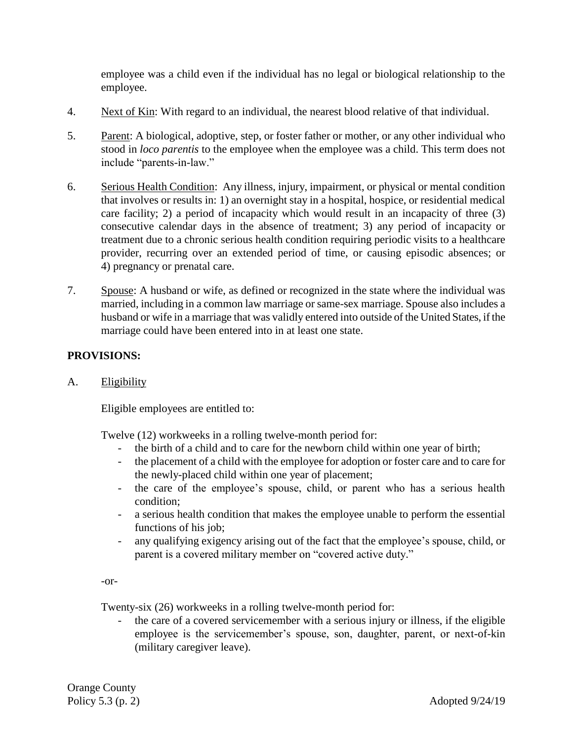employee was a child even if the individual has no legal or biological relationship to the employee.

4. Next of Kin: With regard to an individual, the nearest blood relative of that individual.

5. Parent: A biological, adoptive, step, or foster father or mother, or any other individual who stood in *loco parentis* to the employee when the employee was a child. This term does not include "parents-in-law."

6. Serious Health Condition: Any illness, injury, impairment, or physical or mental condition that involves or results in: 1) an overnight stay in a hospital, hospice, or residential medical care facility; 2) a period of incapacity which would result in an incapacity of three (3) consecutive calendar days in the absence of treatment; 3) any period of incapacity or treatment due to a chronic serious health condition requiring periodic visits to a healthcare provider, recurring over an extended period of time, or causing episodic absences; or 4) pregnancy or prenatal care.

7. Spouse: A husband or wife, as defined or recognized in the state where the individual was married, including in a common law marriage or same-sex marriage. Spouse also includes a husband or wife in a marriage that was validly entered into outside of the United States, if the marriage could have been entered into in at least one state.

**PROVISIONS:**

A. Eligibility

Eligible employees are entitled to:

Twelve (12) workweeks in a rolling twelve-month period for:

- the birth of a child and to care for the newborn child within one year of birth;
- the placement of a child with the employee for adoption or foster care and to care for the newly-placed child within one year of placement;
- the care of the employee's spouse, child, or parent who has a serious health condition;
- a serious health condition that makes the employee unable to perform the essential functions of his job;
- any qualifying exigency arising out of the fact that the employee's spouse, child, or parent is a covered military member on "covered active duty."

-or-

Twenty-six (26) workweeks in a rolling twelve-month period for:

- the care of a covered servicemember with a serious injury or illness, if the eligible employee is the servicemember's spouse, son, daughter, parent, or next-of-kin (military caregiver leave).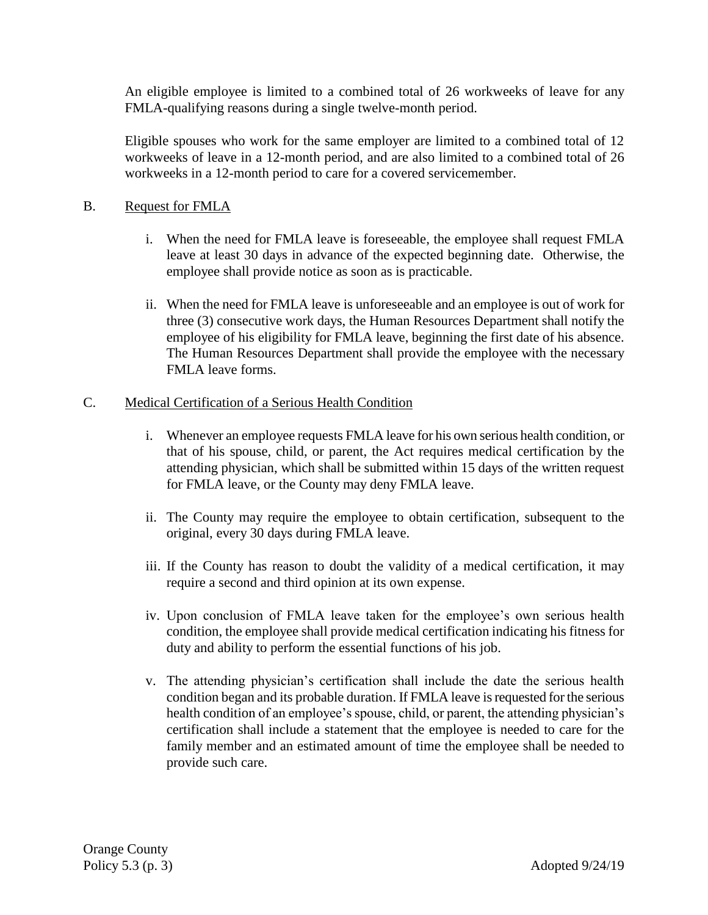An eligible employee is limited to a combined total of 26 workweeks of leave for any FMLA-qualifying reasons during a single twelve-month period.

Eligible spouses who work for the same employer are limited to a combined total of 12 workweeks of leave in a 12-month period, and are also limited to a combined total of 26 workweeks in a 12-month period to care for a covered servicemember.

B. Request for FMLA

i. When the need for FMLA leave is foreseeable, the employee shall request FMLA leave at least 30 days in advance of the expected beginning date. Otherwise, the employee shall provide notice as soon as is practicable.

ii. When the need for FMLA leave is unforeseeable and an employee is out of work for three (3) consecutive work days, the Human Resources Department shall notify the employee of his eligibility for FMLA leave, beginning the first date of his absence. The Human Resources Department shall provide the employee with the necessary FMLA leave forms.

C. Medical Certification of a Serious Health Condition

i. Whenever an employee requests FMLA leave for his own serious health condition, or that of his spouse, child, or parent, the Act requires medical certification by the attending physician, which shall be submitted within 15 days of the written request for FMLA leave, or the County may deny FMLA leave.

ii. The County may require the employee to obtain certification, subsequent to the original, every 30 days during FMLA leave.

iii. If the County has reason to doubt the validity of a medical certification, it may require a second and third opinion at its own expense.

iv. Upon conclusion of FMLA leave taken for the employee's own serious health condition, the employee shall provide medical certification indicating his fitness for duty and ability to perform the essential functions of his job.

v. The attending physician's certification shall include the date the serious health condition began and its probable duration. If FMLA leave is requested for the serious health condition of an employee's spouse, child, or parent, the attending physician's certification shall include a statement that the employee is needed to care for the family member and an estimated amount of time the employee shall be needed to provide such care.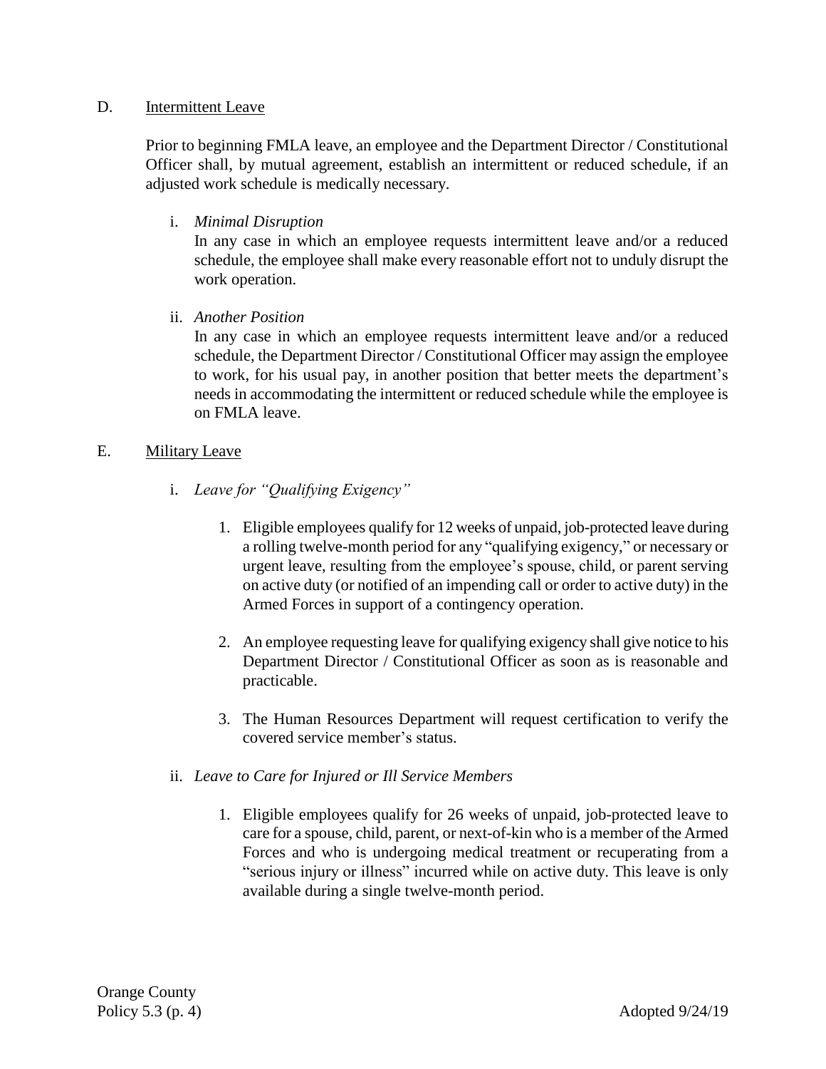D. <u>Intermittent Leave</u>

Prior to beginning FMLA leave, an employee and the Department Director / Constitutional Officer shall, by mutual agreement, establish an intermittent or reduced schedule, if an adjusted work schedule is medically necessary.

i. *Minimal Disruption*

In any case in which an employee requests intermittent leave and/or a reduced schedule, the employee shall make every reasonable effort not to unduly disrupt the work operation.

ii. *Another Position*

In any case in which an employee requests intermittent leave and/or a reduced schedule, the Department Director / Constitutional Officer may assign the employee to work, for his usual pay, in another position that better meets the department's needs in accommodating the intermittent or reduced schedule while the employee is on FMLA leave.

E. <u>Military Leave</u>

i. *Leave for "Qualifying Exigency"*

1. Eligible employees qualify for 12 weeks of unpaid, job-protected leave during a rolling twelve-month period for any "qualifying exigency," or necessary or urgent leave, resulting from the employee's spouse, child, or parent serving on active duty (or notified of an impending call or order to active duty) in the Armed Forces in support of a contingency operation.

2. An employee requesting leave for qualifying exigency shall give notice to his Department Director / Constitutional Officer as soon as is reasonable and practicable.

3. The Human Resources Department will request certification to verify the covered service member's status.

ii. *Leave to Care for Injured or Ill Service Members*

1. Eligible employees qualify for 26 weeks of unpaid, job-protected leave to care for a spouse, child, parent, or next-of-kin who is a member of the Armed Forces and who is undergoing medical treatment or recuperating from a "serious injury or illness" incurred while on active duty. This leave is only available during a single twelve-month period.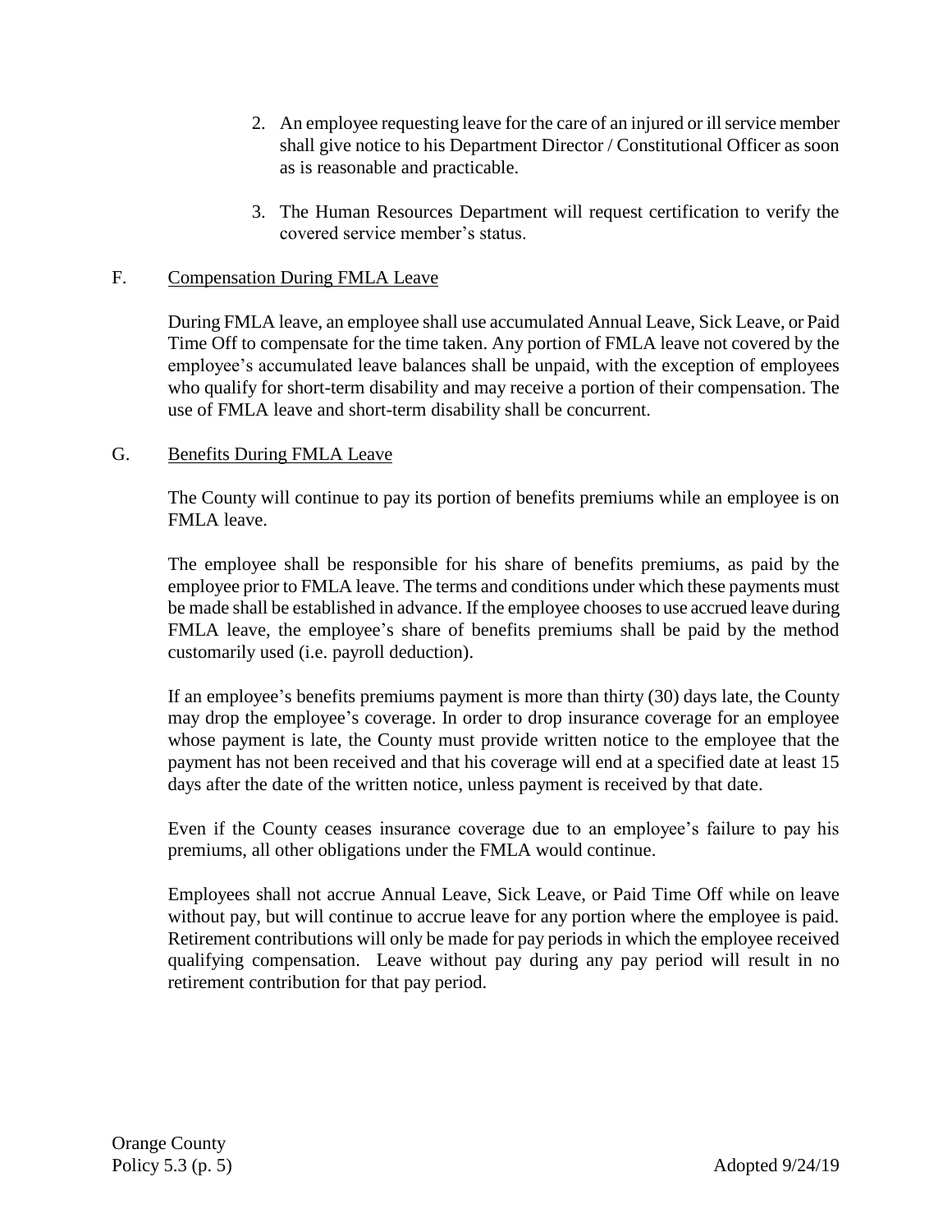2. An employee requesting leave for the care of an injured or ill service member shall give notice to his Department Director / Constitutional Officer as soon as is reasonable and practicable.

3. The Human Resources Department will request certification to verify the covered service member's status.

F. Compensation During FMLA Leave

During FMLA leave, an employee shall use accumulated Annual Leave, Sick Leave, or Paid Time Off to compensate for the time taken. Any portion of FMLA leave not covered by the employee's accumulated leave balances shall be unpaid, with the exception of employees who qualify for short-term disability and may receive a portion of their compensation. The use of FMLA leave and short-term disability shall be concurrent.

G. Benefits During FMLA Leave

The County will continue to pay its portion of benefits premiums while an employee is on FMLA leave.

The employee shall be responsible for his share of benefits premiums, as paid by the employee prior to FMLA leave. The terms and conditions under which these payments must be made shall be established in advance. If the employee chooses to use accrued leave during FMLA leave, the employee's share of benefits premiums shall be paid by the method customarily used (i.e. payroll deduction).

If an employee's benefits premiums payment is more than thirty (30) days late, the County may drop the employee's coverage. In order to drop insurance coverage for an employee whose payment is late, the County must provide written notice to the employee that the payment has not been received and that his coverage will end at a specified date at least 15 days after the date of the written notice, unless payment is received by that date.

Even if the County ceases insurance coverage due to an employee's failure to pay his premiums, all other obligations under the FMLA would continue.

Employees shall not accrue Annual Leave, Sick Leave, or Paid Time Off while on leave without pay, but will continue to accrue leave for any portion where the employee is paid. Retirement contributions will only be made for pay periods in which the employee received qualifying compensation. Leave without pay during any pay period will result in no retirement contribution for that pay period.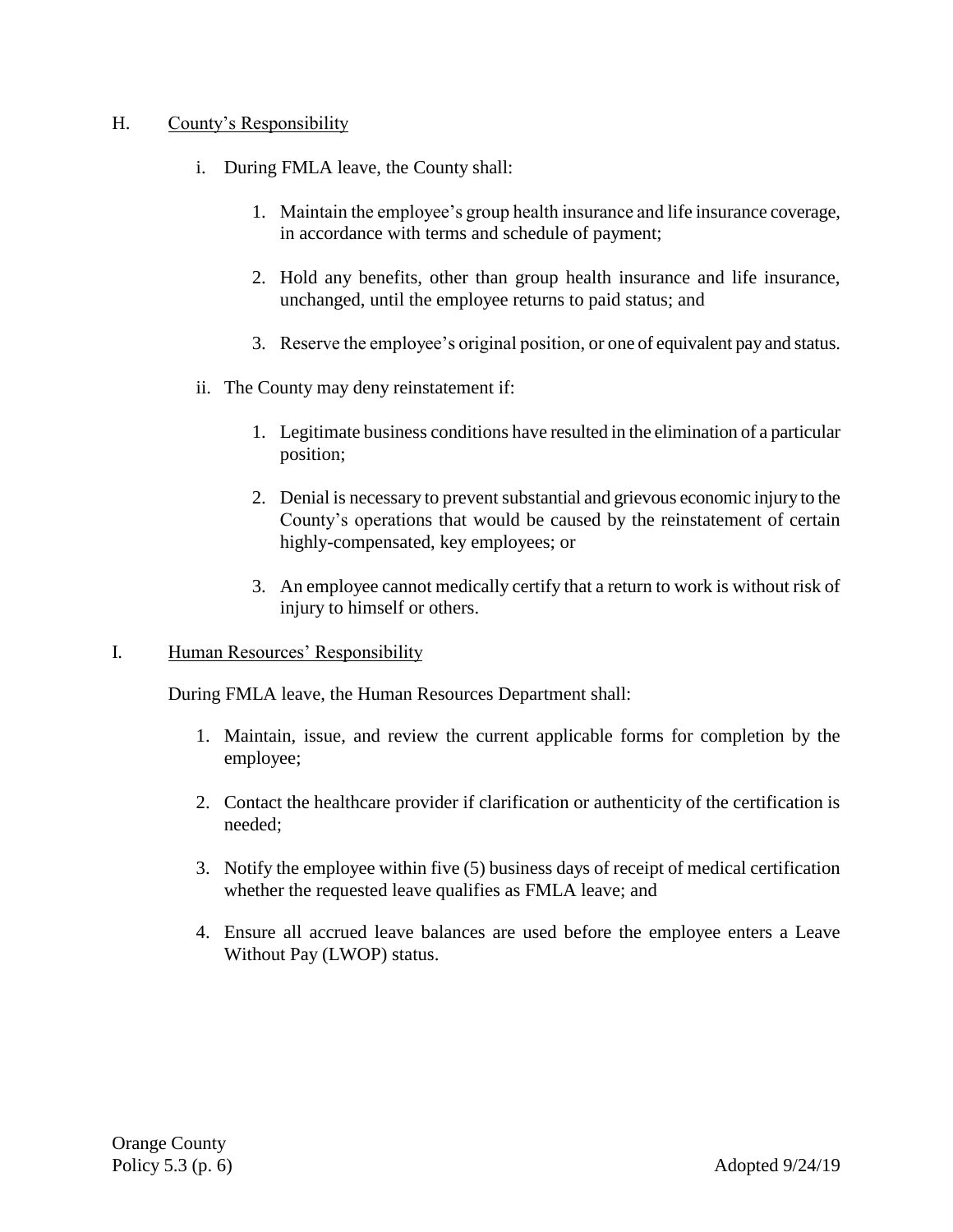## H. County's Responsibility

i. During FMLA leave, the County shall:

   1. Maintain the employee's group health insurance and life insurance coverage, in accordance with terms and schedule of payment;

   2. Hold any benefits, other than group health insurance and life insurance, unchanged, until the employee returns to paid status; and

   3. Reserve the employee's original position, or one of equivalent pay and status.

ii. The County may deny reinstatement if:

   1. Legitimate business conditions have resulted in the elimination of a particular position;

   2. Denial is necessary to prevent substantial and grievous economic injury to the County's operations that would be caused by the reinstatement of certain highly-compensated, key employees; or

   3. An employee cannot medically certify that a return to work is without risk of injury to himself or others.

## I. Human Resources' Responsibility

During FMLA leave, the Human Resources Department shall:

1. Maintain, issue, and review the current applicable forms for completion by the employee;

2. Contact the healthcare provider if clarification or authenticity of the certification is needed;

3. Notify the employee within five (5) business days of receipt of medical certification whether the requested leave qualifies as FMLA leave; and

4. Ensure all accrued leave balances are used before the employee enters a Leave Without Pay (LWOP) status.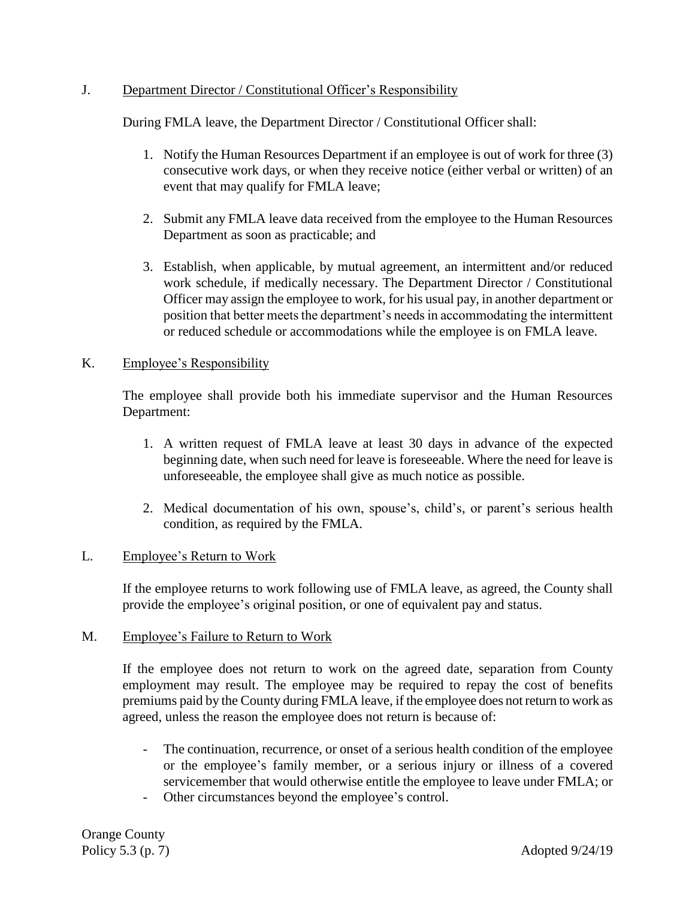J. Department Director / Constitutional Officer's Responsibility

During FMLA leave, the Department Director / Constitutional Officer shall:

1. Notify the Human Resources Department if an employee is out of work for three (3) consecutive work days, or when they receive notice (either verbal or written) of an event that may qualify for FMLA leave;

2. Submit any FMLA leave data received from the employee to the Human Resources Department as soon as practicable; and

3. Establish, when applicable, by mutual agreement, an intermittent and/or reduced work schedule, if medically necessary. The Department Director / Constitutional Officer may assign the employee to work, for his usual pay, in another department or position that better meets the department's needs in accommodating the intermittent or reduced schedule or accommodations while the employee is on FMLA leave.

K. Employee's Responsibility

The employee shall provide both his immediate supervisor and the Human Resources Department:

1. A written request of FMLA leave at least 30 days in advance of the expected beginning date, when such need for leave is foreseeable. Where the need for leave is unforeseeable, the employee shall give as much notice as possible.

2. Medical documentation of his own, spouse's, child's, or parent's serious health condition, as required by the FMLA.

L. Employee's Return to Work

If the employee returns to work following use of FMLA leave, as agreed, the County shall provide the employee's original position, or one of equivalent pay and status.

M. Employee's Failure to Return to Work

If the employee does not return to work on the agreed date, separation from County employment may result. The employee may be required to repay the cost of benefits premiums paid by the County during FMLA leave, if the employee does not return to work as agreed, unless the reason the employee does not return is because of:

- The continuation, recurrence, or onset of a serious health condition of the employee or the employee's family member, or a serious injury or illness of a covered servicemember that would otherwise entitle the employee to leave under FMLA; or
- Other circumstances beyond the employee's control.